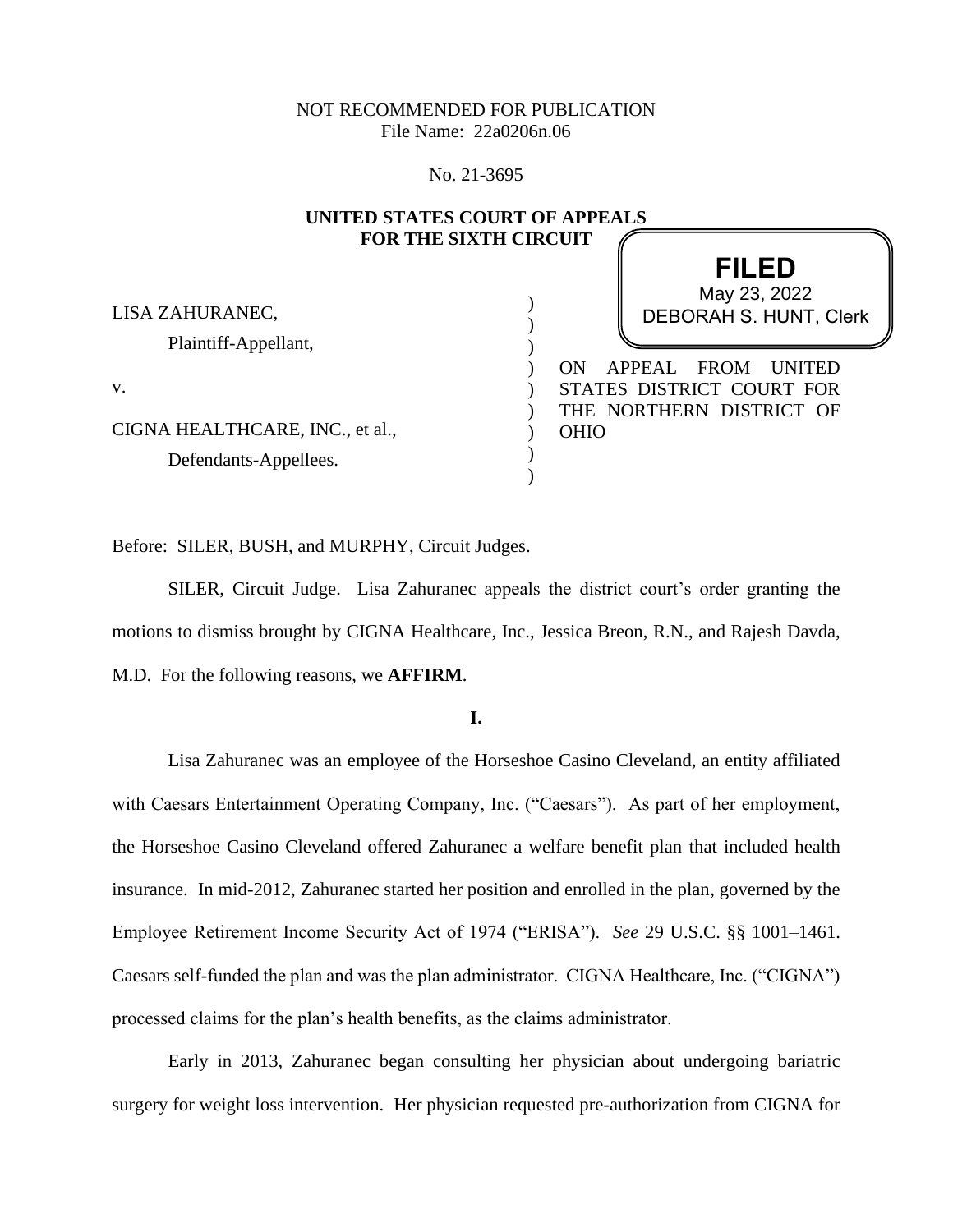NOT RECOMMENDED FOR PUBLICATION
File Name: 22a0206n.06

No. 21-3695

**UNITED STATES COURT OF APPEALS**
**FOR THE SIXTH CIRCUIT**

**FILED**
May 23, 2022
DEBORAH S. HUNT, Clerk

LISA ZAHURANEC,
Plaintiff-Appellant,

v.

CIGNA HEALTHCARE, INC., et al.,
Defendants-Appellees.

ON APPEAL FROM UNITED STATES DISTRICT COURT FOR THE NORTHERN DISTRICT OF OHIO

Before: SILER, BUSH, and MURPHY, Circuit Judges.

SILER, Circuit Judge. Lisa Zahuranec appeals the district court's order granting the motions to dismiss brought by CIGNA Healthcare, Inc., Jessica Breon, R.N., and Rajesh Davda, M.D. For the following reasons, we **AFFIRM**.

**I.**

Lisa Zahuranec was an employee of the Horseshoe Casino Cleveland, an entity affiliated with Caesars Entertainment Operating Company, Inc. ("Caesars"). As part of her employment, the Horseshoe Casino Cleveland offered Zahuranec a welfare benefit plan that included health insurance. In mid-2012, Zahuranec started her position and enrolled in the plan, governed by the Employee Retirement Income Security Act of 1974 ("ERISA"). *See* 29 U.S.C. §§ 1001–1461. Caesars self-funded the plan and was the plan administrator. CIGNA Healthcare, Inc. ("CIGNA") processed claims for the plan's health benefits, as the claims administrator.

Early in 2013, Zahuranec began consulting her physician about undergoing bariatric surgery for weight loss intervention. Her physician requested pre-authorization from CIGNA for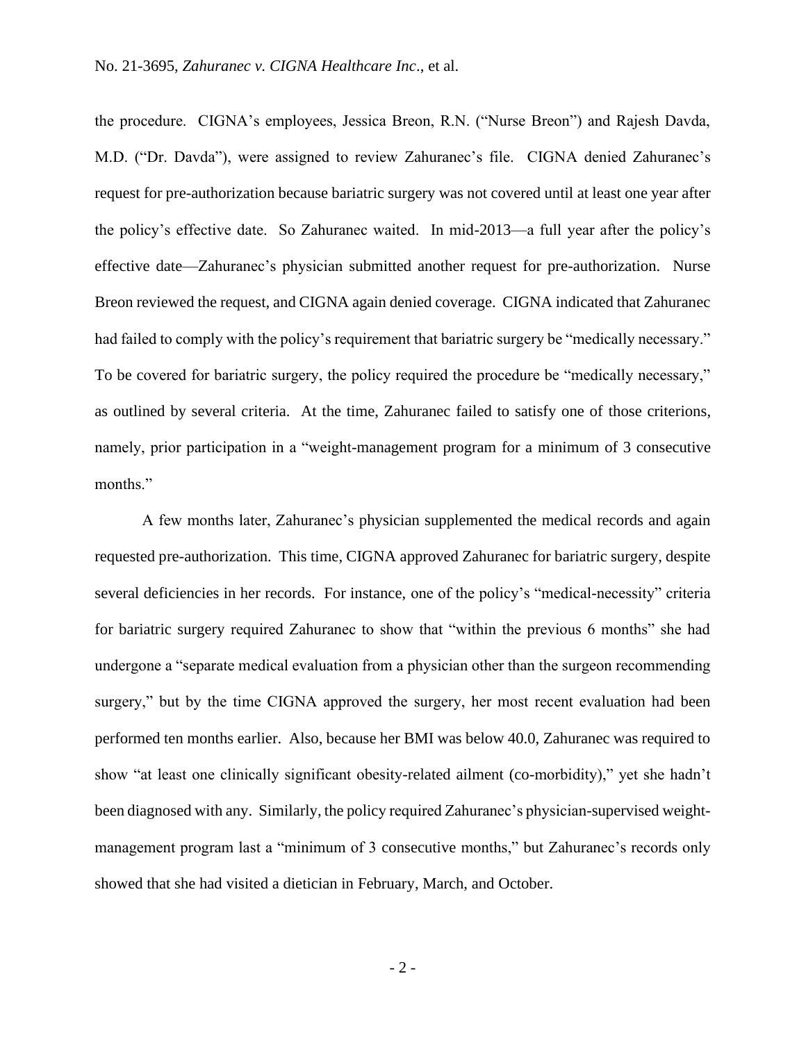the procedure. CIGNA's employees, Jessica Breon, R.N. ("Nurse Breon") and Rajesh Davda, M.D. ("Dr. Davda"), were assigned to review Zahuranec's file. CIGNA denied Zahuranec's request for pre-authorization because bariatric surgery was not covered until at least one year after the policy's effective date. So Zahuranec waited. In mid-2013—a full year after the policy's effective date—Zahuranec's physician submitted another request for pre-authorization. Nurse Breon reviewed the request, and CIGNA again denied coverage. CIGNA indicated that Zahuranec had failed to comply with the policy's requirement that bariatric surgery be "medically necessary." To be covered for bariatric surgery, the policy required the procedure be "medically necessary," as outlined by several criteria. At the time, Zahuranec failed to satisfy one of those criterions, namely, prior participation in a "weight-management program for a minimum of 3 consecutive months."

A few months later, Zahuranec's physician supplemented the medical records and again requested pre-authorization. This time, CIGNA approved Zahuranec for bariatric surgery, despite several deficiencies in her records. For instance, one of the policy's "medical-necessity" criteria for bariatric surgery required Zahuranec to show that "within the previous 6 months" she had undergone a "separate medical evaluation from a physician other than the surgeon recommending surgery," but by the time CIGNA approved the surgery, her most recent evaluation had been performed ten months earlier. Also, because her BMI was below 40.0, Zahuranec was required to show "at least one clinically significant obesity-related ailment (co-morbidity)," yet she hadn't been diagnosed with any. Similarly, the policy required Zahuranec's physician-supervised weight-management program last a "minimum of 3 consecutive months," but Zahuranec's records only showed that she had visited a dietician in February, March, and October.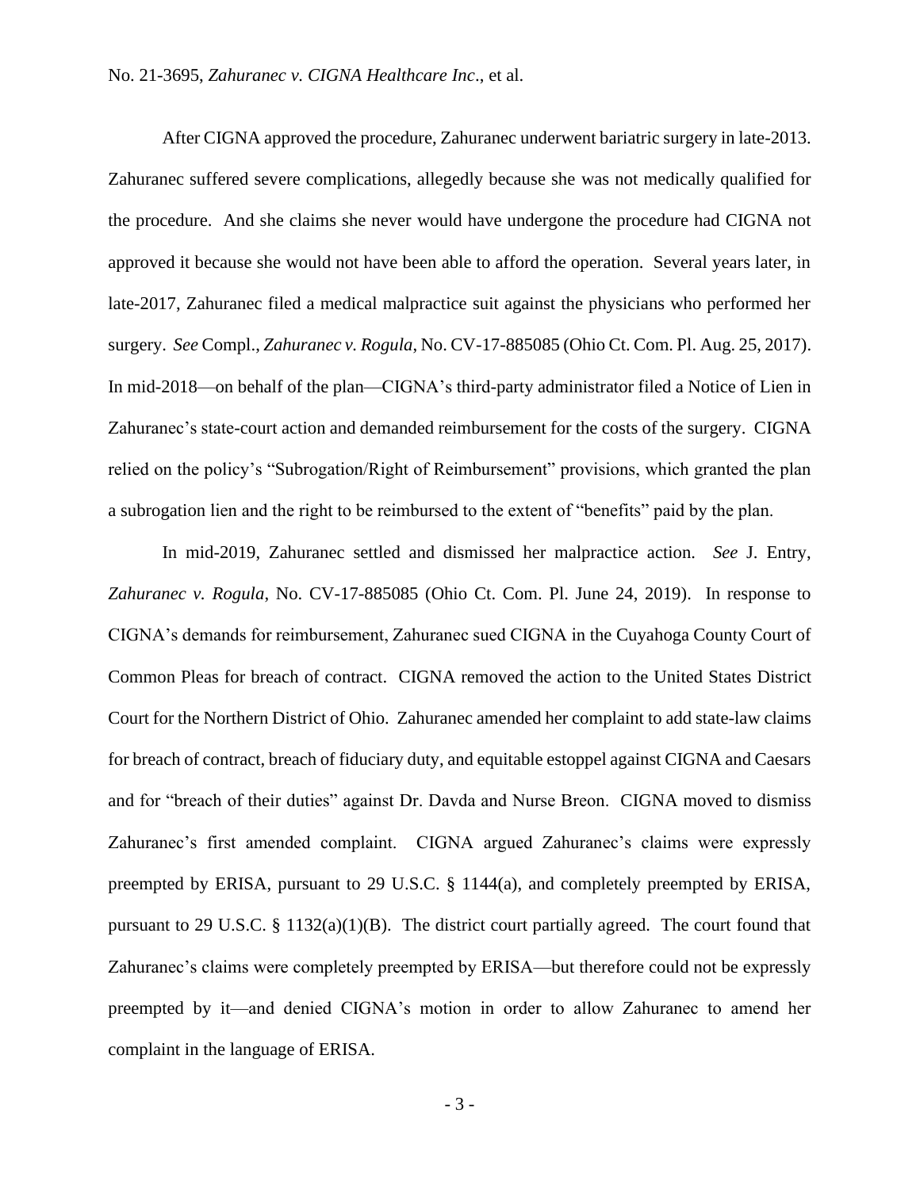After CIGNA approved the procedure, Zahuranec underwent bariatric surgery in late-2013. Zahuranec suffered severe complications, allegedly because she was not medically qualified for the procedure. And she claims she never would have undergone the procedure had CIGNA not approved it because she would not have been able to afford the operation. Several years later, in late-2017, Zahuranec filed a medical malpractice suit against the physicians who performed her surgery. *See* Compl., *Zahuranec v. Rogula*, No. CV-17-885085 (Ohio Ct. Com. Pl. Aug. 25, 2017). In mid-2018—on behalf of the plan—CIGNA's third-party administrator filed a Notice of Lien in Zahuranec's state-court action and demanded reimbursement for the costs of the surgery. CIGNA relied on the policy's "Subrogation/Right of Reimbursement" provisions, which granted the plan a subrogation lien and the right to be reimbursed to the extent of "benefits" paid by the plan.

In mid-2019, Zahuranec settled and dismissed her malpractice action. *See* J. Entry, *Zahuranec v. Rogula*, No. CV-17-885085 (Ohio Ct. Com. Pl. June 24, 2019). In response to CIGNA's demands for reimbursement, Zahuranec sued CIGNA in the Cuyahoga County Court of Common Pleas for breach of contract. CIGNA removed the action to the United States District Court for the Northern District of Ohio. Zahuranec amended her complaint to add state-law claims for breach of contract, breach of fiduciary duty, and equitable estoppel against CIGNA and Caesars and for "breach of their duties" against Dr. Davda and Nurse Breon. CIGNA moved to dismiss Zahuranec's first amended complaint. CIGNA argued Zahuranec's claims were expressly preempted by ERISA, pursuant to 29 U.S.C. § 1144(a), and completely preempted by ERISA, pursuant to 29 U.S.C. § 1132(a)(1)(B). The district court partially agreed. The court found that Zahuranec's claims were completely preempted by ERISA—but therefore could not be expressly preempted by it—and denied CIGNA's motion in order to allow Zahuranec to amend her complaint in the language of ERISA.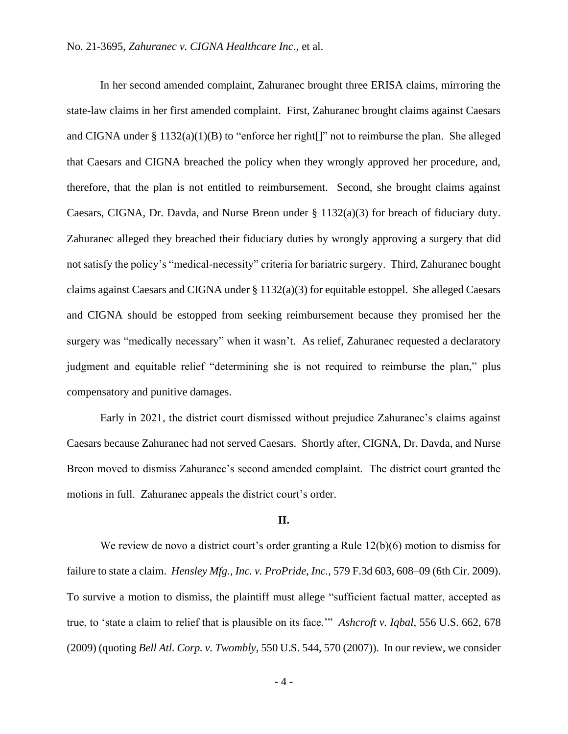In her second amended complaint, Zahuranec brought three ERISA claims, mirroring the state-law claims in her first amended complaint. First, Zahuranec brought claims against Caesars and CIGNA under § 1132(a)(1)(B) to "enforce her right[]" not to reimburse the plan. She alleged that Caesars and CIGNA breached the policy when they wrongly approved her procedure, and, therefore, that the plan is not entitled to reimbursement. Second, she brought claims against Caesars, CIGNA, Dr. Davda, and Nurse Breon under § 1132(a)(3) for breach of fiduciary duty. Zahuranec alleged they breached their fiduciary duties by wrongly approving a surgery that did not satisfy the policy's "medical-necessity" criteria for bariatric surgery. Third, Zahuranec bought claims against Caesars and CIGNA under § 1132(a)(3) for equitable estoppel. She alleged Caesars and CIGNA should be estopped from seeking reimbursement because they promised her the surgery was "medically necessary" when it wasn't. As relief, Zahuranec requested a declaratory judgment and equitable relief "determining she is not required to reimburse the plan," plus compensatory and punitive damages.

Early in 2021, the district court dismissed without prejudice Zahuranec's claims against Caesars because Zahuranec had not served Caesars. Shortly after, CIGNA, Dr. Davda, and Nurse Breon moved to dismiss Zahuranec's second amended complaint. The district court granted the motions in full. Zahuranec appeals the district court's order.

## II.

We review de novo a district court's order granting a Rule 12(b)(6) motion to dismiss for failure to state a claim. *Hensley Mfg., Inc. v. ProPride, Inc.*, 579 F.3d 603, 608–09 (6th Cir. 2009). To survive a motion to dismiss, the plaintiff must allege "sufficient factual matter, accepted as true, to 'state a claim to relief that is plausible on its face.'" *Ashcroft v. Iqbal*, 556 U.S. 662, 678 (2009) (quoting *Bell Atl. Corp. v. Twombly*, 550 U.S. 544, 570 (2007)). In our review, we consider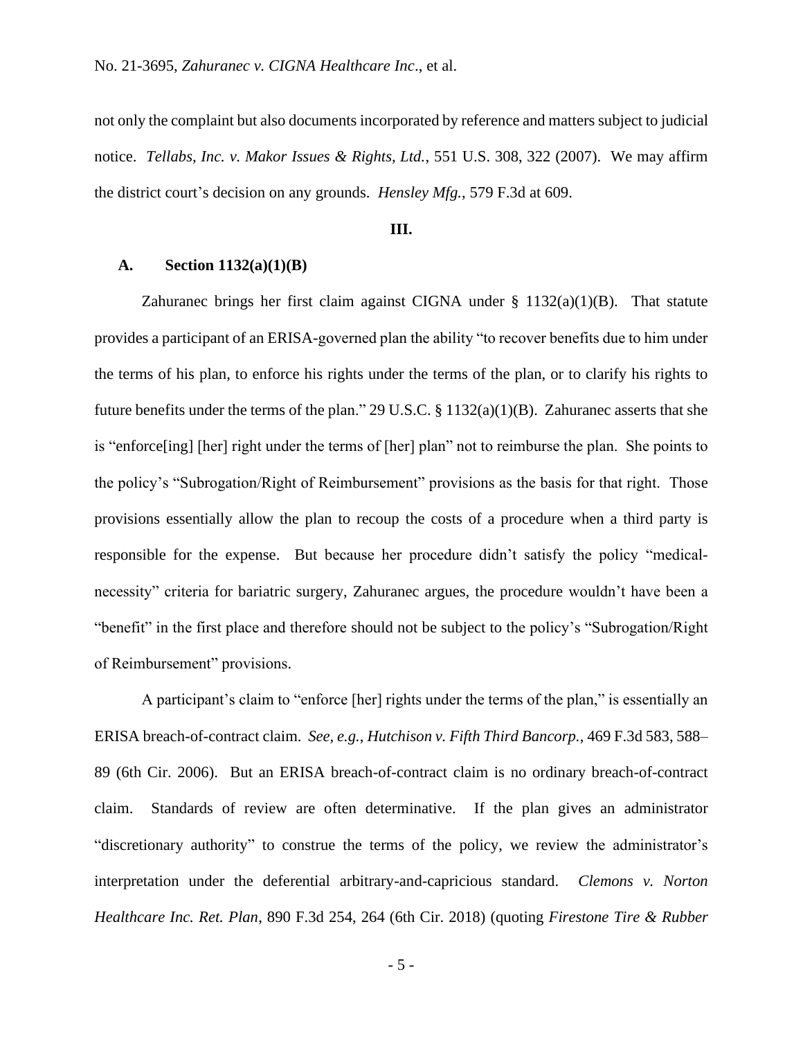not only the complaint but also documents incorporated by reference and matters subject to judicial notice. *Tellabs, Inc. v. Makor Issues & Rights, Ltd.*, 551 U.S. 308, 322 (2007). We may affirm the district court's decision on any grounds. *Hensley Mfg.*, 579 F.3d at 609.

## III.

### A. Section 1132(a)(1)(B)

Zahuranec brings her first claim against CIGNA under § 1132(a)(1)(B). That statute provides a participant of an ERISA-governed plan the ability "to recover benefits due to him under the terms of his plan, to enforce his rights under the terms of the plan, or to clarify his rights to future benefits under the terms of the plan." 29 U.S.C. § 1132(a)(1)(B). Zahuranec asserts that she is "enforce[ing] [her] right under the terms of [her] plan" not to reimburse the plan. She points to the policy's "Subrogation/Right of Reimbursement" provisions as the basis for that right. Those provisions essentially allow the plan to recoup the costs of a procedure when a third party is responsible for the expense. But because her procedure didn't satisfy the policy "medical-necessity" criteria for bariatric surgery, Zahuranec argues, the procedure wouldn't have been a "benefit" in the first place and therefore should not be subject to the policy's "Subrogation/Right of Reimbursement" provisions.

A participant's claim to "enforce [her] rights under the terms of the plan," is essentially an ERISA breach-of-contract claim. *See, e.g.*, *Hutchison v. Fifth Third Bancorp.*, 469 F.3d 583, 588–89 (6th Cir. 2006). But an ERISA breach-of-contract claim is no ordinary breach-of-contract claim. Standards of review are often determinative. If the plan gives an administrator "discretionary authority" to construe the terms of the policy, we review the administrator's interpretation under the deferential arbitrary-and-capricious standard. *Clemons v. Norton Healthcare Inc. Ret. Plan*, 890 F.3d 254, 264 (6th Cir. 2018) (quoting *Firestone Tire & Rubber*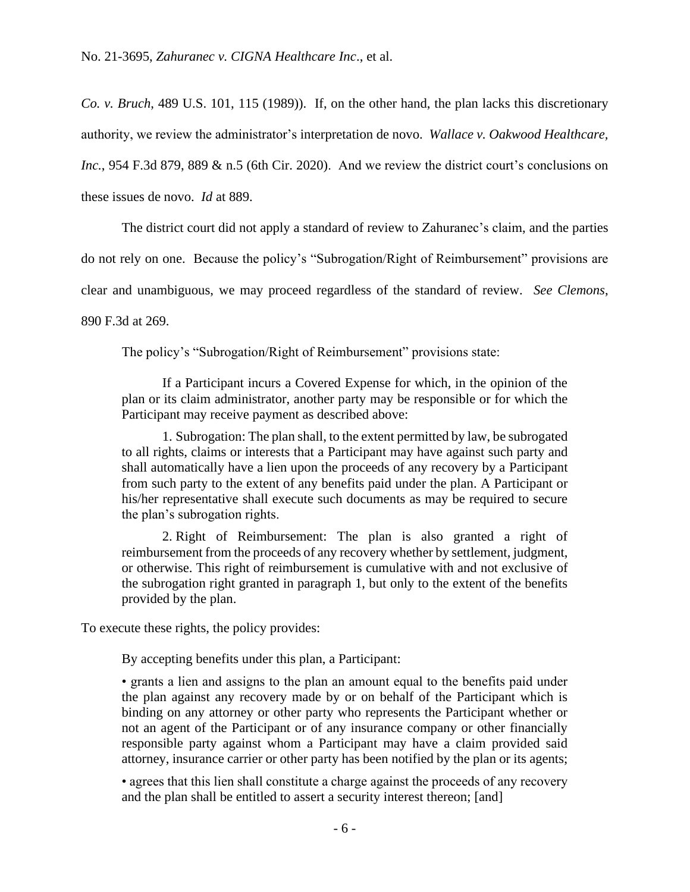*Co. v. Bruch*, 489 U.S. 101, 115 (1989)). If, on the other hand, the plan lacks this discretionary authority, we review the administrator's interpretation de novo. *Wallace v. Oakwood Healthcare, Inc.*, 954 F.3d 879, 889 & n.5 (6th Cir. 2020). And we review the district court's conclusions on these issues de novo. *Id* at 889.

The district court did not apply a standard of review to Zahuranec's claim, and the parties do not rely on one. Because the policy's "Subrogation/Right of Reimbursement" provisions are clear and unambiguous, we may proceed regardless of the standard of review. *See Clemons*, 890 F.3d at 269.

The policy's "Subrogation/Right of Reimbursement" provisions state:

> If a Participant incurs a Covered Expense for which, in the opinion of the plan or its claim administrator, another party may be responsible or for which the Participant may receive payment as described above:
>
> 1. Subrogation: The plan shall, to the extent permitted by law, be subrogated to all rights, claims or interests that a Participant may have against such party and shall automatically have a lien upon the proceeds of any recovery by a Participant from such party to the extent of any benefits paid under the plan. A Participant or his/her representative shall execute such documents as may be required to secure the plan's subrogation rights.
>
> 2. Right of Reimbursement: The plan is also granted a right of reimbursement from the proceeds of any recovery whether by settlement, judgment, or otherwise. This right of reimbursement is cumulative with and not exclusive of the subrogation right granted in paragraph 1, but only to the extent of the benefits provided by the plan.

To execute these rights, the policy provides:

> By accepting benefits under this plan, a Participant:
>
> • grants a lien and assigns to the plan an amount equal to the benefits paid under the plan against any recovery made by or on behalf of the Participant which is binding on any attorney or other party who represents the Participant whether or not an agent of the Participant or of any insurance company or other financially responsible party against whom a Participant may have a claim provided said attorney, insurance carrier or other party has been notified by the plan or its agents;
>
> • agrees that this lien shall constitute a charge against the proceeds of any recovery and the plan shall be entitled to assert a security interest thereon; [and]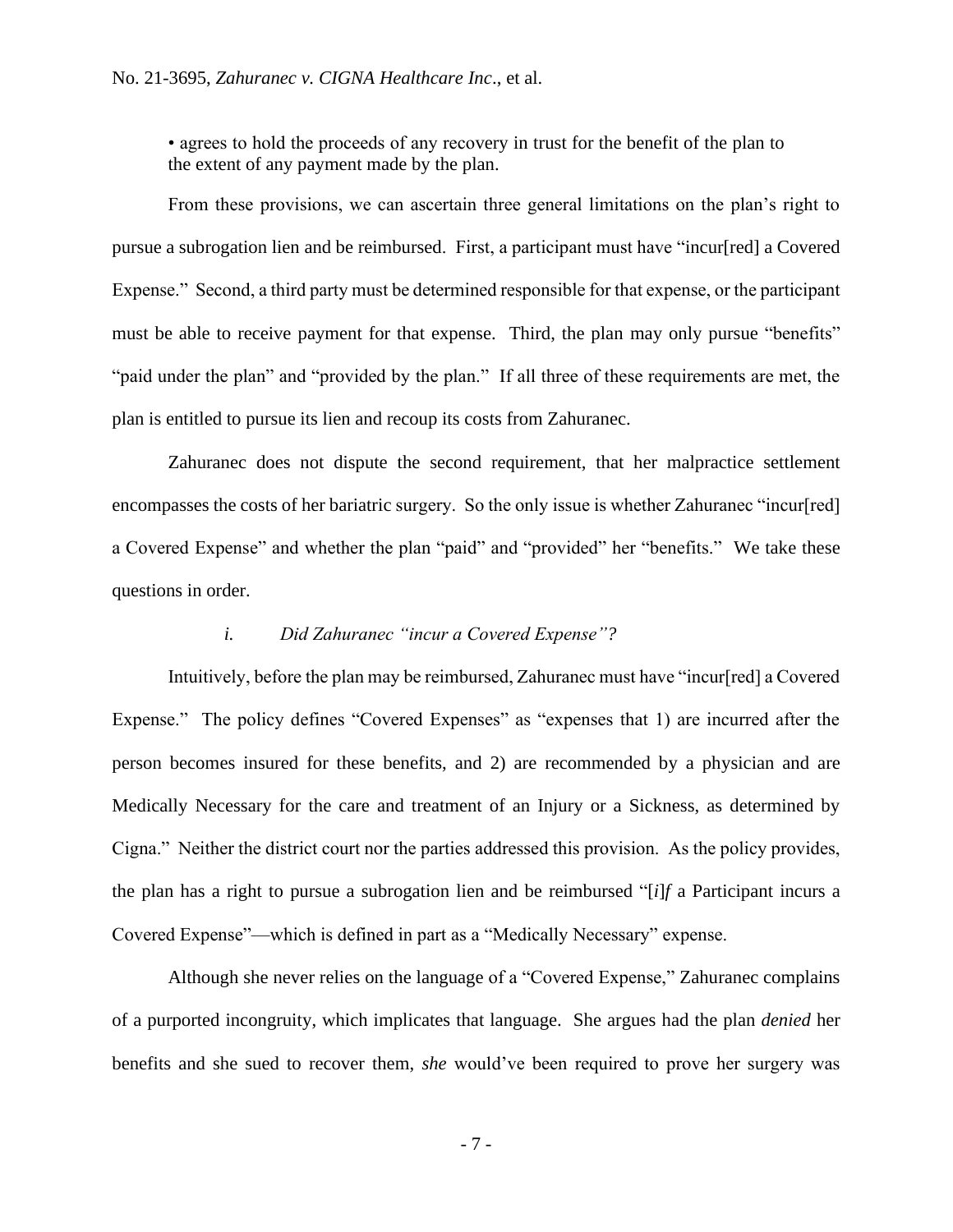• agrees to hold the proceeds of any recovery in trust for the benefit of the plan to the extent of any payment made by the plan.

From these provisions, we can ascertain three general limitations on the plan's right to pursue a subrogation lien and be reimbursed. First, a participant must have "incur[red] a Covered Expense." Second, a third party must be determined responsible for that expense, or the participant must be able to receive payment for that expense. Third, the plan may only pursue "benefits" "paid under the plan" and "provided by the plan." If all three of these requirements are met, the plan is entitled to pursue its lien and recoup its costs from Zahuranec.

Zahuranec does not dispute the second requirement, that her malpractice settlement encompasses the costs of her bariatric surgery. So the only issue is whether Zahuranec "incur[red] a Covered Expense" and whether the plan "paid" and "provided" her "benefits." We take these questions in order.

### *i. Did Zahuranec "incur a Covered Expense"?*

Intuitively, before the plan may be reimbursed, Zahuranec must have "incur[red] a Covered Expense." The policy defines "Covered Expenses" as "expenses that 1) are incurred after the person becomes insured for these benefits, and 2) are recommended by a physician and are Medically Necessary for the care and treatment of an Injury or a Sickness, as determined by Cigna." Neither the district court nor the parties addressed this provision. As the policy provides, the plan has a right to pursue a subrogation lien and be reimbursed "[*i*]*f* a Participant incurs a Covered Expense"—which is defined in part as a "Medically Necessary" expense.

Although she never relies on the language of a "Covered Expense," Zahuranec complains of a purported incongruity, which implicates that language. She argues had the plan *denied* her benefits and she sued to recover them, *she* would've been required to prove her surgery was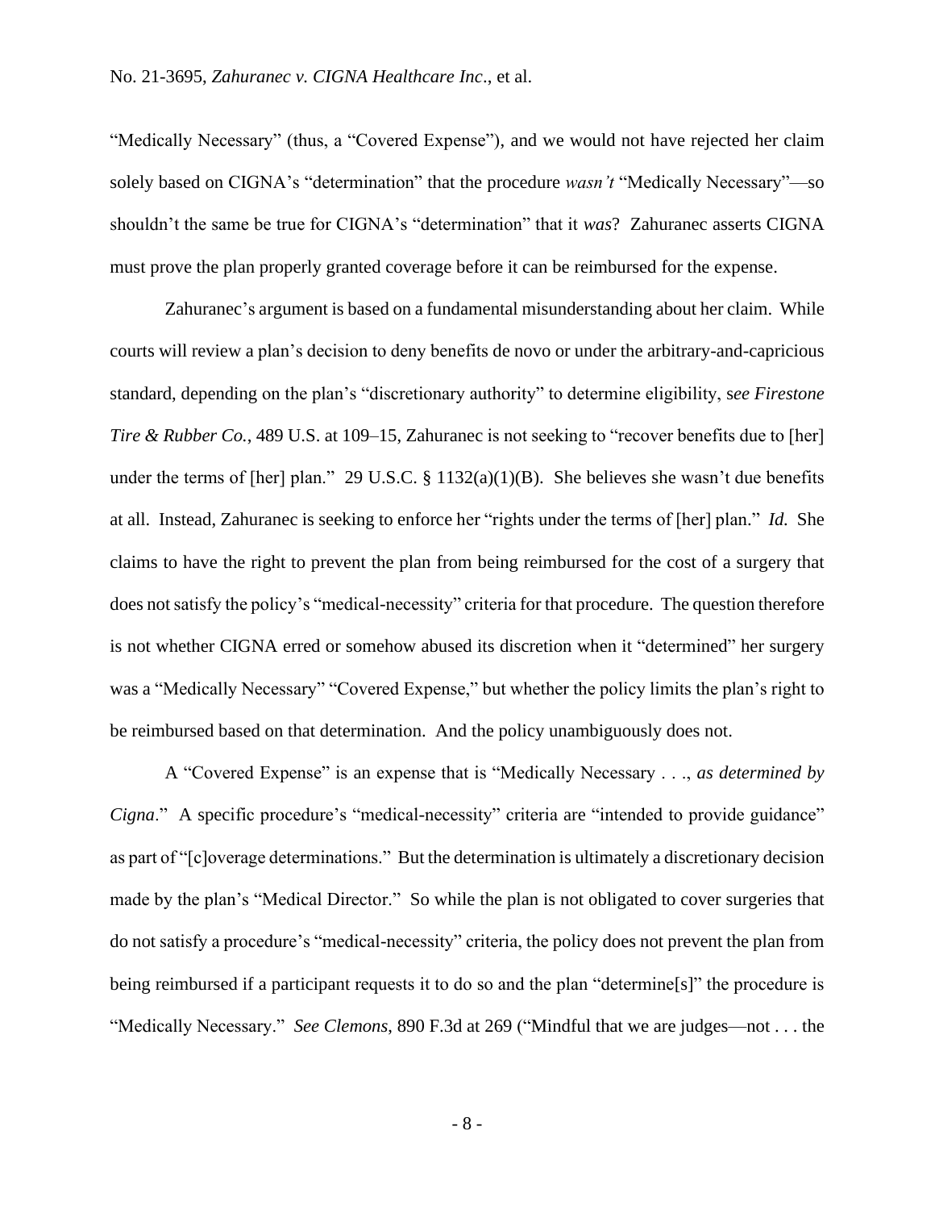"Medically Necessary" (thus, a "Covered Expense"), and we would not have rejected her claim solely based on CIGNA's "determination" that the procedure *wasn't* "Medically Necessary"—so shouldn't the same be true for CIGNA's "determination" that it *was*? Zahuranec asserts CIGNA must prove the plan properly granted coverage before it can be reimbursed for the expense.

Zahuranec's argument is based on a fundamental misunderstanding about her claim. While courts will review a plan's decision to deny benefits de novo or under the arbitrary-and-capricious standard, depending on the plan's "discretionary authority" to determine eligibility, *see Firestone Tire & Rubber Co.*, 489 U.S. at 109–15, Zahuranec is not seeking to "recover benefits due to [her] under the terms of [her] plan." 29 U.S.C. § 1132(a)(1)(B). She believes she wasn't due benefits at all. Instead, Zahuranec is seeking to enforce her "rights under the terms of [her] plan." *Id.* She claims to have the right to prevent the plan from being reimbursed for the cost of a surgery that does not satisfy the policy's "medical-necessity" criteria for that procedure. The question therefore is not whether CIGNA erred or somehow abused its discretion when it "determined" her surgery was a "Medically Necessary" "Covered Expense," but whether the policy limits the plan's right to be reimbursed based on that determination. And the policy unambiguously does not.

A "Covered Expense" is an expense that is "Medically Necessary . . ., *as determined by Cigna*." A specific procedure's "medical-necessity" criteria are "intended to provide guidance" as part of "[c]overage determinations." But the determination is ultimately a discretionary decision made by the plan's "Medical Director." So while the plan is not obligated to cover surgeries that do not satisfy a procedure's "medical-necessity" criteria, the policy does not prevent the plan from being reimbursed if a participant requests it to do so and the plan "determine[s]" the procedure is "Medically Necessary." *See Clemons*, 890 F.3d at 269 ("Mindful that we are judges—not . . . the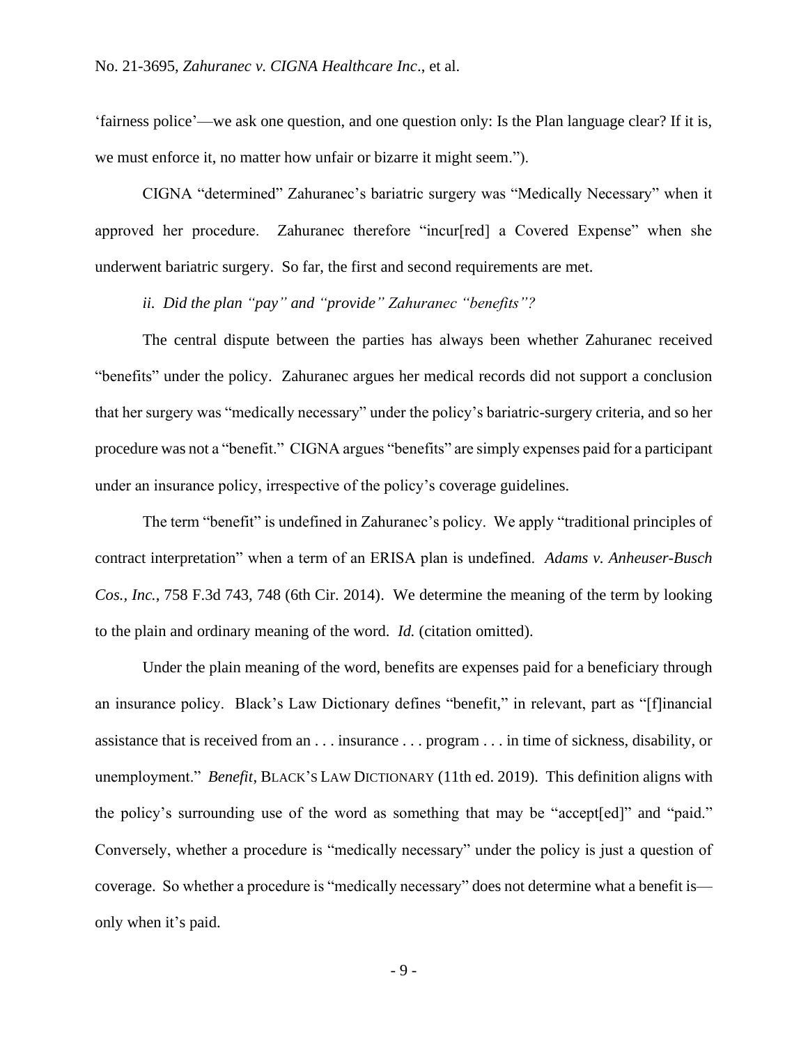'fairness police'—we ask one question, and one question only: Is the Plan language clear? If it is, we must enforce it, no matter how unfair or bizarre it might seem.").

CIGNA "determined" Zahuranec's bariatric surgery was "Medically Necessary" when it approved her procedure. Zahuranec therefore "incur[red] a Covered Expense" when she underwent bariatric surgery. So far, the first and second requirements are met.

*ii. Did the plan "pay" and "provide" Zahuranec "benefits"?*

The central dispute between the parties has always been whether Zahuranec received "benefits" under the policy. Zahuranec argues her medical records did not support a conclusion that her surgery was "medically necessary" under the policy's bariatric-surgery criteria, and so her procedure was not a "benefit." CIGNA argues "benefits" are simply expenses paid for a participant under an insurance policy, irrespective of the policy's coverage guidelines.

The term "benefit" is undefined in Zahuranec's policy. We apply "traditional principles of contract interpretation" when a term of an ERISA plan is undefined. *Adams v. Anheuser-Busch Cos., Inc.*, 758 F.3d 743, 748 (6th Cir. 2014). We determine the meaning of the term by looking to the plain and ordinary meaning of the word. *Id.* (citation omitted).

Under the plain meaning of the word, benefits are expenses paid for a beneficiary through an insurance policy. Black's Law Dictionary defines "benefit," in relevant, part as "[f]inancial assistance that is received from an . . . insurance . . . program . . . in time of sickness, disability, or unemployment." *Benefit*, BLACK'S LAW DICTIONARY (11th ed. 2019). This definition aligns with the policy's surrounding use of the word as something that may be "accept[ed]" and "paid." Conversely, whether a procedure is "medically necessary" under the policy is just a question of coverage. So whether a procedure is "medically necessary" does not determine what a benefit is—only when it's paid.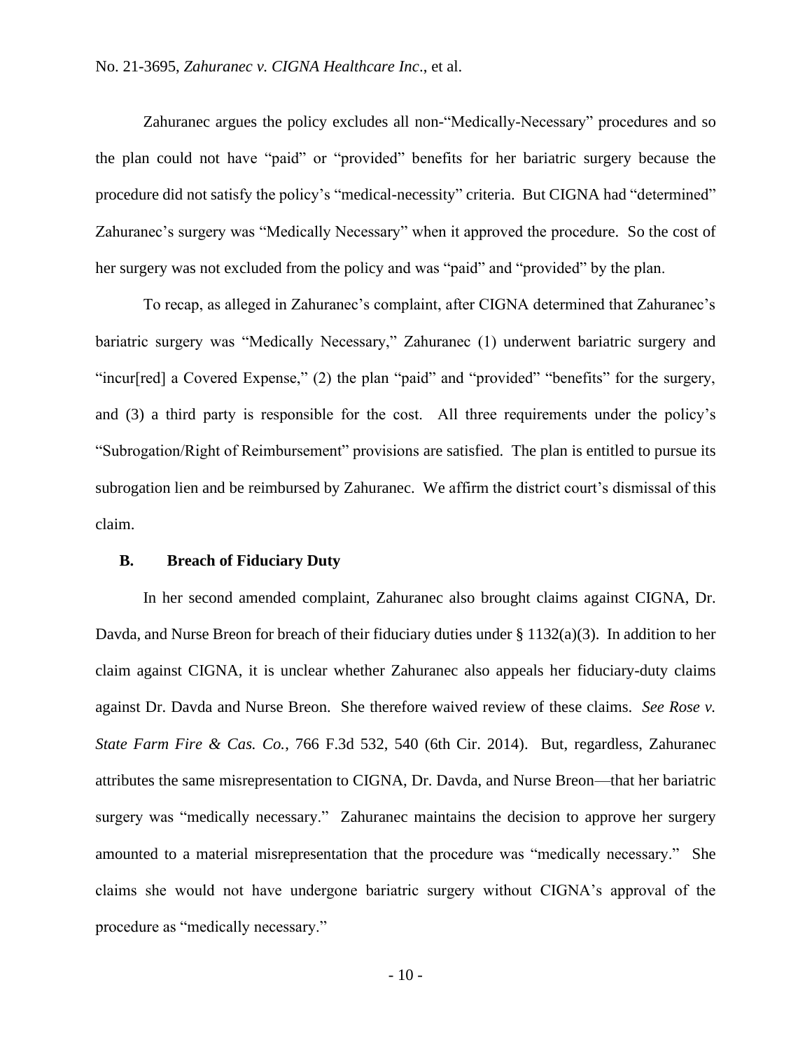Zahuranec argues the policy excludes all non-"Medically-Necessary" procedures and so the plan could not have "paid" or "provided" benefits for her bariatric surgery because the procedure did not satisfy the policy's "medical-necessity" criteria. But CIGNA had "determined" Zahuranec's surgery was "Medically Necessary" when it approved the procedure. So the cost of her surgery was not excluded from the policy and was "paid" and "provided" by the plan.

To recap, as alleged in Zahuranec's complaint, after CIGNA determined that Zahuranec's bariatric surgery was "Medically Necessary," Zahuranec (1) underwent bariatric surgery and "incur[red] a Covered Expense," (2) the plan "paid" and "provided" "benefits" for the surgery, and (3) a third party is responsible for the cost. All three requirements under the policy's "Subrogation/Right of Reimbursement" provisions are satisfied. The plan is entitled to pursue its subrogation lien and be reimbursed by Zahuranec. We affirm the district court's dismissal of this claim.

### B. Breach of Fiduciary Duty

In her second amended complaint, Zahuranec also brought claims against CIGNA, Dr. Davda, and Nurse Breon for breach of their fiduciary duties under § 1132(a)(3). In addition to her claim against CIGNA, it is unclear whether Zahuranec also appeals her fiduciary-duty claims against Dr. Davda and Nurse Breon. She therefore waived review of these claims. *See Rose v. State Farm Fire & Cas. Co.*, 766 F.3d 532, 540 (6th Cir. 2014). But, regardless, Zahuranec attributes the same misrepresentation to CIGNA, Dr. Davda, and Nurse Breon—that her bariatric surgery was "medically necessary." Zahuranec maintains the decision to approve her surgery amounted to a material misrepresentation that the procedure was "medically necessary." She claims she would not have undergone bariatric surgery without CIGNA's approval of the procedure as "medically necessary."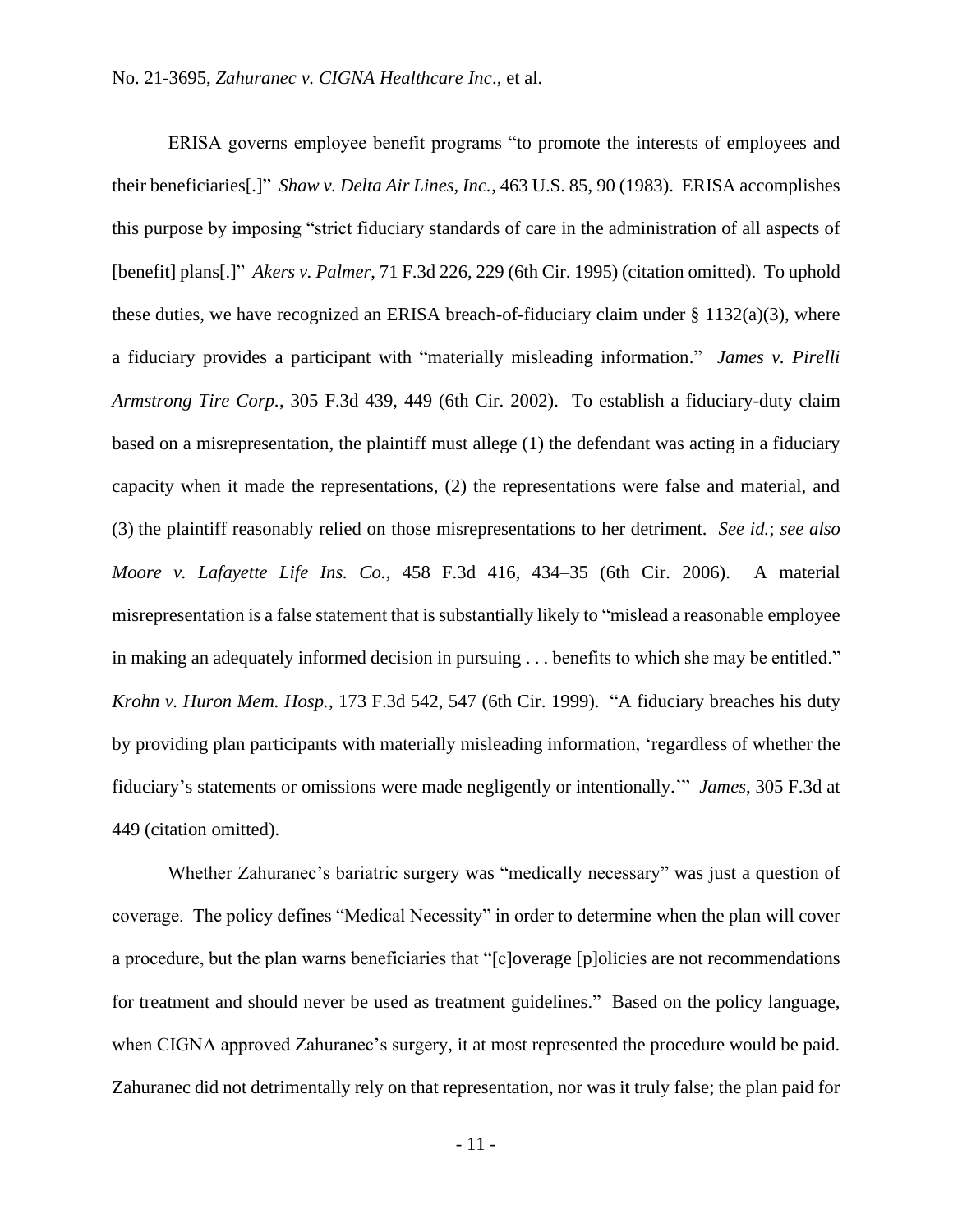ERISA governs employee benefit programs "to promote the interests of employees and their beneficiaries[.]" *Shaw v. Delta Air Lines, Inc.*, 463 U.S. 85, 90 (1983). ERISA accomplishes this purpose by imposing "strict fiduciary standards of care in the administration of all aspects of [benefit] plans[.]" *Akers v. Palmer*, 71 F.3d 226, 229 (6th Cir. 1995) (citation omitted). To uphold these duties, we have recognized an ERISA breach-of-fiduciary claim under § 1132(a)(3), where a fiduciary provides a participant with "materially misleading information." *James v. Pirelli Armstrong Tire Corp.*, 305 F.3d 439, 449 (6th Cir. 2002). To establish a fiduciary-duty claim based on a misrepresentation, the plaintiff must allege (1) the defendant was acting in a fiduciary capacity when it made the representations, (2) the representations were false and material, and (3) the plaintiff reasonably relied on those misrepresentations to her detriment. *See id.*; *see also Moore v. Lafayette Life Ins. Co.*, 458 F.3d 416, 434–35 (6th Cir. 2006). A material misrepresentation is a false statement that is substantially likely to "mislead a reasonable employee in making an adequately informed decision in pursuing . . . benefits to which she may be entitled." *Krohn v. Huron Mem. Hosp.*, 173 F.3d 542, 547 (6th Cir. 1999). "A fiduciary breaches his duty by providing plan participants with materially misleading information, 'regardless of whether the fiduciary's statements or omissions were made negligently or intentionally.'" *James*, 305 F.3d at 449 (citation omitted).

Whether Zahuranec's bariatric surgery was "medically necessary" was just a question of coverage. The policy defines "Medical Necessity" in order to determine when the plan will cover a procedure, but the plan warns beneficiaries that "[c]overage [p]olicies are not recommendations for treatment and should never be used as treatment guidelines." Based on the policy language, when CIGNA approved Zahuranec's surgery, it at most represented the procedure would be paid. Zahuranec did not detrimentally rely on that representation, nor was it truly false; the plan paid for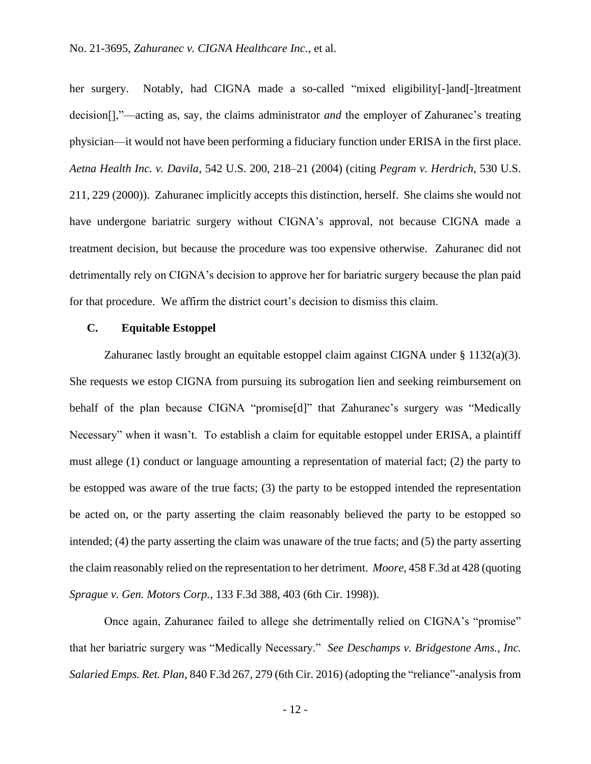her surgery. Notably, had CIGNA made a so-called "mixed eligibility[-]and[-]treatment decision[],"—acting as, say, the claims administrator *and* the employer of Zahuranec's treating physician—it would not have been performing a fiduciary function under ERISA in the first place. *Aetna Health Inc. v. Davila*, 542 U.S. 200, 218–21 (2004) (citing *Pegram v. Herdrich*, 530 U.S. 211, 229 (2000)). Zahuranec implicitly accepts this distinction, herself. She claims she would not have undergone bariatric surgery without CIGNA's approval, not because CIGNA made a treatment decision, but because the procedure was too expensive otherwise. Zahuranec did not detrimentally rely on CIGNA's decision to approve her for bariatric surgery because the plan paid for that procedure. We affirm the district court's decision to dismiss this claim.

### C. Equitable Estoppel

Zahuranec lastly brought an equitable estoppel claim against CIGNA under § 1132(a)(3). She requests we estop CIGNA from pursuing its subrogation lien and seeking reimbursement on behalf of the plan because CIGNA "promise[d]" that Zahuranec's surgery was "Medically Necessary" when it wasn't. To establish a claim for equitable estoppel under ERISA, a plaintiff must allege (1) conduct or language amounting a representation of material fact; (2) the party to be estopped was aware of the true facts; (3) the party to be estopped intended the representation be acted on, or the party asserting the claim reasonably believed the party to be estopped so intended; (4) the party asserting the claim was unaware of the true facts; and (5) the party asserting the claim reasonably relied on the representation to her detriment. *Moore*, 458 F.3d at 428 (quoting *Sprague v. Gen. Motors Corp.*, 133 F.3d 388, 403 (6th Cir. 1998)).

Once again, Zahuranec failed to allege she detrimentally relied on CIGNA's "promise" that her bariatric surgery was "Medically Necessary." *See Deschamps v. Bridgestone Ams., Inc. Salaried Emps. Ret. Plan*, 840 F.3d 267, 279 (6th Cir. 2016) (adopting the "reliance"-analysis from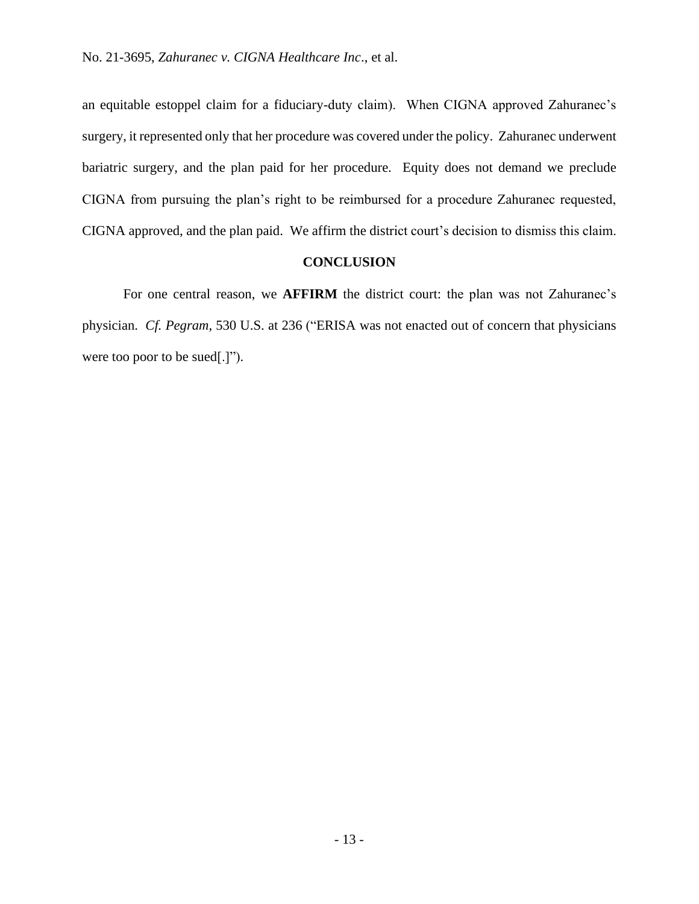an equitable estoppel claim for a fiduciary-duty claim). When CIGNA approved Zahuranec's surgery, it represented only that her procedure was covered under the policy. Zahuranec underwent bariatric surgery, and the plan paid for her procedure. Equity does not demand we preclude CIGNA from pursuing the plan's right to be reimbursed for a procedure Zahuranec requested, CIGNA approved, and the plan paid. We affirm the district court's decision to dismiss this claim.

## CONCLUSION

For one central reason, we **AFFIRM** the district court: the plan was not Zahuranec's physician. *Cf. Pegram*, 530 U.S. at 236 ("ERISA was not enacted out of concern that physicians were too poor to be sued[.]").